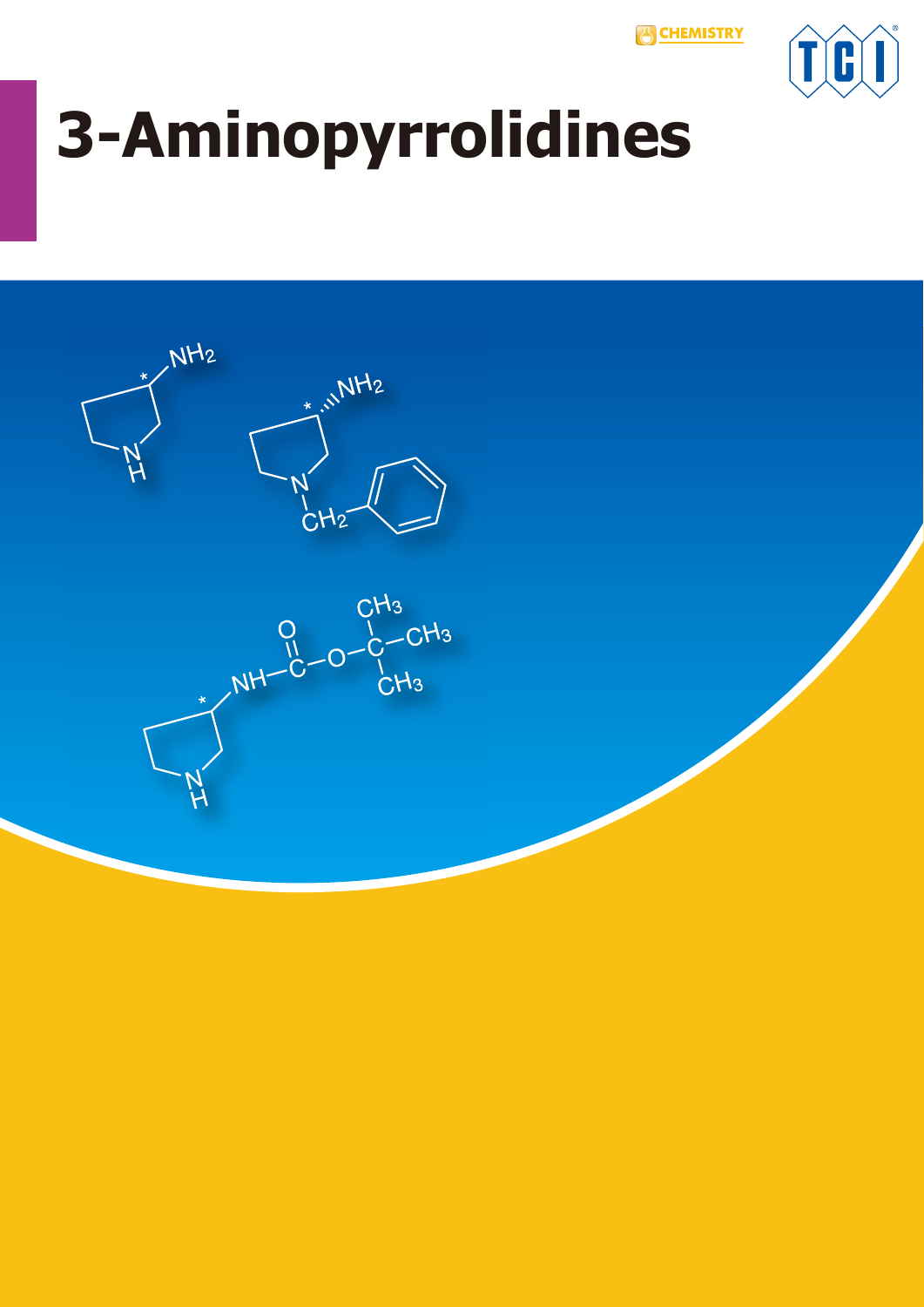# 3-Aminopyrrolidines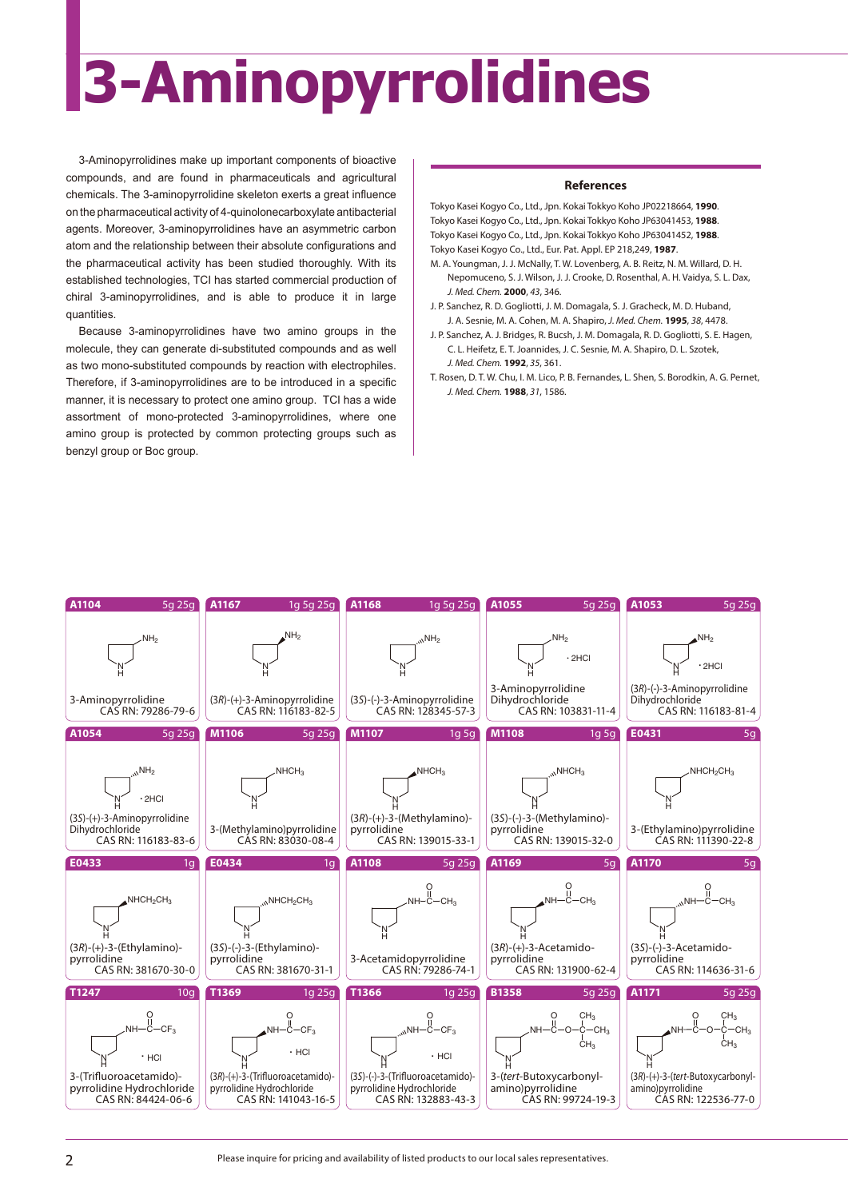# 3-Aminopyrrolidines

3-Aminopyrrolidines make up important components of bioactive compounds, and are found in pharmaceuticals and agricultural chemicals. The 3-aminopyrrolidine skeleton exerts a great influence on the pharmaceutical activity of 4-quinolonecarboxylate antibacterial agents. Moreover, 3-aminopyrrolidines have an asymmetric carbon atom and the relationship between their absolute configurations and the pharmaceutical activity has been studied thoroughly. With its established technologies, TCI has started commercial production of chiral 3-aminopyrrolidines, and is able to produce it in large quantities.

Because 3-aminopyrrolidines have two amino groups in the molecule, they can generate di-substituted compounds and as well as mono-substituted compounds by reaction with electrophiles. Therefore, if 3-aminopyrrolidines are to be introduced in a specific manner, it is necessary to protect one amino group. TCI has a wide assortment of mono-protected 3-aminopyrrolidines, where one amino group is protected by common protecting groups such as benzyl group or Boc group.

### References

Tokyo Kasei Kogyo Co., Ltd., Jpn. Kokai Tokkyo Koho JP02218664, **1990**.

Tokyo Kasei Kogyo Co., Ltd., Jpn. Kokai Tokkyo Koho JP63041453, **1988**.

Tokyo Kasei Kogyo Co., Ltd., Jpn. Kokai Tokkyo Koho JP63041452, **1988**.

Tokyo Kasei Kogyo Co., Ltd., Eur. Pat. Appl. EP 218,249, **1987**.

M. A. Youngman, J. J. McNally, T. W. Lovenberg, A. B. Reitz, N. M. Willard, D. H. Nepomuceno, S. J. Wilson, J. J. Crooke, D. Rosenthal, A. H. Vaidya, S. L. Dax, *J. Med. Chem.* **2000**, *43*, 346.

J. P. Sanchez, R. D. Gogliotti, J. M. Domagala, S. J. Gracheck, M. D. Huband, J. A. Sesnie, M. A. Cohen, M. A. Shapiro, *J. Med. Chem.* **1995**, *38*, 4478.

J. P. Sanchez, A. J. Bridges, R. Bucsh, J. M. Domagala, R. D. Gogliotti, S. E. Hagen, C. L. Heifetz, E. T. Joannides, J. C. Sesnie, M. A. Shapiro, D. L. Szotek, *J. Med. Chem.* **1992**, *35*, 361.

T. Rosen, D. T. W. Chu, I. M. Lico, P. B. Fernandes, L. Shen, S. Borodkin, A. G. Pernet, *J. Med. Chem.* **1988**, *31*, 1586.

| Code | Sizes | Name | CAS RN |
|---|---|---|---|
| A1104 | 5g 25g | 3-Aminopyrrolidine | 79286-79-6 |
| A1167 | 1g 5g 25g | (3*R*)-(+)-3-Aminopyrrolidine | 116183-82-5 |
| A1168 | 1g 5g 25g | (3*S*)-(-)-3-Aminopyrrolidine | 128345-57-3 |
| A1055 | 5g 25g | 3-Aminopyrrolidine Dihydrochloride | 103831-11-4 |
| A1053 | 5g 25g | (3*R*)-(-)-3-Aminopyrrolidine Dihydrochloride | 116183-81-4 |
| A1054 | 5g 25g | (3*S*)-(+)-3-Aminopyrrolidine Dihydrochloride | 116183-83-6 |
| M1106 | 5g 25g | 3-(Methylamino)pyrrolidine | 83030-08-4 |
| M1107 | 1g 5g | (3*R*)-(+)-3-(Methylamino)-pyrrolidine | 139015-33-1 |
| M1108 | 1g 5g | (3*S*)-(-)-3-(Methylamino)-pyrrolidine | 139015-32-0 |
| E0431 | 5g | 3-(Ethylamino)pyrrolidine | 111390-22-8 |
| E0433 | 1g | (3*R*)-(+)-3-(Ethylamino)-pyrrolidine | 381670-30-0 |
| E0434 | 1g | (3*S*)-(-)-3-(Ethylamino)-pyrrolidine | 381670-31-1 |
| A1108 | 5g 25g | 3-Acetamidopyrrolidine | 79286-74-1 |
| A1169 | 5g | (3*R*)-(+)-3-Acetamido-pyrrolidine | 131900-62-4 |
| A1170 | 5g | (3*S*)-(-)-3-Acetamido-pyrrolidine | 114636-31-6 |
| T1247 | 10g | 3-(Trifluoroacetamido)-pyrrolidine Hydrochloride | 84424-06-6 |
| T1369 | 1g 25g | (3*R*)-(+)-3-(Trifluoroacetamido)-pyrrolidine Hydrochloride | 141043-16-5 |
| T1366 | 1g 25g | (3*S*)-(-)-3-(Trifluoroacetamido)-pyrrolidine Hydrochloride | 132883-43-3 |
| B1358 | 5g 25g | 3-(*tert*-Butoxycarbonyl-amino)pyrrolidine | 99724-19-3 |
| A1171 | 5g 25g | (3*R*)-(+)-3-(*tert*-Butoxycarbonyl-amino)pyrrolidine | 122536-77-0 |

Please inquire for pricing and availability of listed products to our local sales representatives.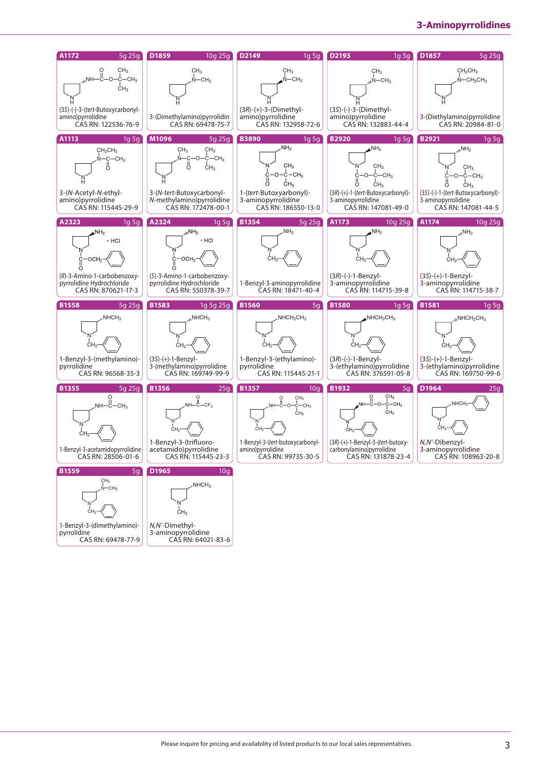# 3-Aminopyrrolidines

| Code | Sizes | Name | CAS RN |
|---|---|---|---|
| A1172 | 5g 25g | (3*S*)-(-)-3-(*tert*-Butoxycarbonylamino)pyrrolidine | 122536-76-9 |
| D1859 | 10g 25g | 3-(Dimethylamino)pyrrolidin | 69478-75-7 |
| D2149 | 1g 5g | (3*R*)-(+)-3-(Dimethylamino)pyrrolidine | 132958-72-6 |
| D2193 | 1g 5g | (3*S*)-(-)-3-(Dimethylamino)pyrrolidine | 132883-44-4 |
| D1857 | 5g 25g | 3-(Diethylamino)pyrrolidine | 20984-81-0 |
| A1113 | 1g 5g | 3-(*N*-Acetyl-*N*-ethylamino)pyrrolidine | 115445-29-9 |
| M1096 | 5g 25g | 3-(*N*-*tert*-Butoxycarbonyl-*N*-methylamino)pyrrolidine | 172478-00-1 |
| B3890 | 1g 5g | 1-(*tert*-Butoxyarbonyl)-3-aminopyrrolidine | 186550-13-0 |
| B2920 | 1g 5g | (3*R*)-(+)-1-(*tert*-Butoxycarbonyl)-3-aminopyrrolidine | 147081-49-0 |
| B2921 | 1g 5g | (3*S*)-(-)-1-(*tert*-Butoxycarbonyl)-3-aminopyrrolidine | 147081-44-5 |
| A2323 | 1g 5g | (*R*)-3-Amino-1-carbobenzoxypyrrolidine Hydrochloride | 870621-17-3 |
| A2324 | 1g 5g | (*S*)-3-Amino-1-carbobenzoxypyrrolidine Hydrochloride | 550378-39-7 |
| B1354 | 5g 25g | 1-Benzyl-3-aminopyrrolidine | 18471-40-4 |
| A1173 | 10g 25g | (3*R*)-(-)-1-Benzyl-3-aminopyrrolidine | 114715-39-8 |
| A1174 | 10g 25g | (3*S*)-(+)-1-Benzyl-3-aminopyrrolidine | 114715-38-7 |
| B1558 | 5g 25g | 1-Benzyl-3-(methylamino)pyrrolidine | 96568-35-3 |
| B1583 | 1g 5g 25g | (3*S*)-(+)-1-Benzyl-3-(methylamino)pyrrolidine | 169749-99-9 |
| B1560 | 5g | 1-Benzyl-3-(ethylamino)pyrrolidine | 115445-21-1 |
| B1580 | 1g 5g | (3*R*)-(-)-1-Benzyl-3-(ethylamino)pyrrolidine | 376591-05-8 |
| B1581 | 1g 5g | (3*S*)-(+)-1-Benzyl-3-(ethylamino)pyrrolidine | 169750-99-6 |
| B1355 | 5g 25g | 1-Benzyl-3-acetamidopyrrolidine | 28506-01-6 |
| B1356 | 25g | 1-Benzyl-3-(trifluoroacetamido)pyrrolidine | 115445-23-3 |
| B1357 | 10g | 1-Benzyl-3-(*tert*-butoxycarbonylamino)pyrrolidine | 99735-30-5 |
| B1932 | 5g | (3*R*)-(+)-1-Benzyl-3-(*tert*-butoxycarbonylamino)pyrrolidine | 131878-23-4 |
| D1964 | 25g | *N*,*N'*-Dibenzyl-3-aminopyrrolidine | 108963-20-8 |
| B1559 | 5g | 1-Benzyl-3-(dimethylamino)pyrrolidine | 69478-77-9 |
| D1965 | 10g | *N*,*N'*-Dimethyl-3-aminopyrrolidine | 64021-83-6 |

Please inquire for pricing and availability of listed products to our local sales representatives.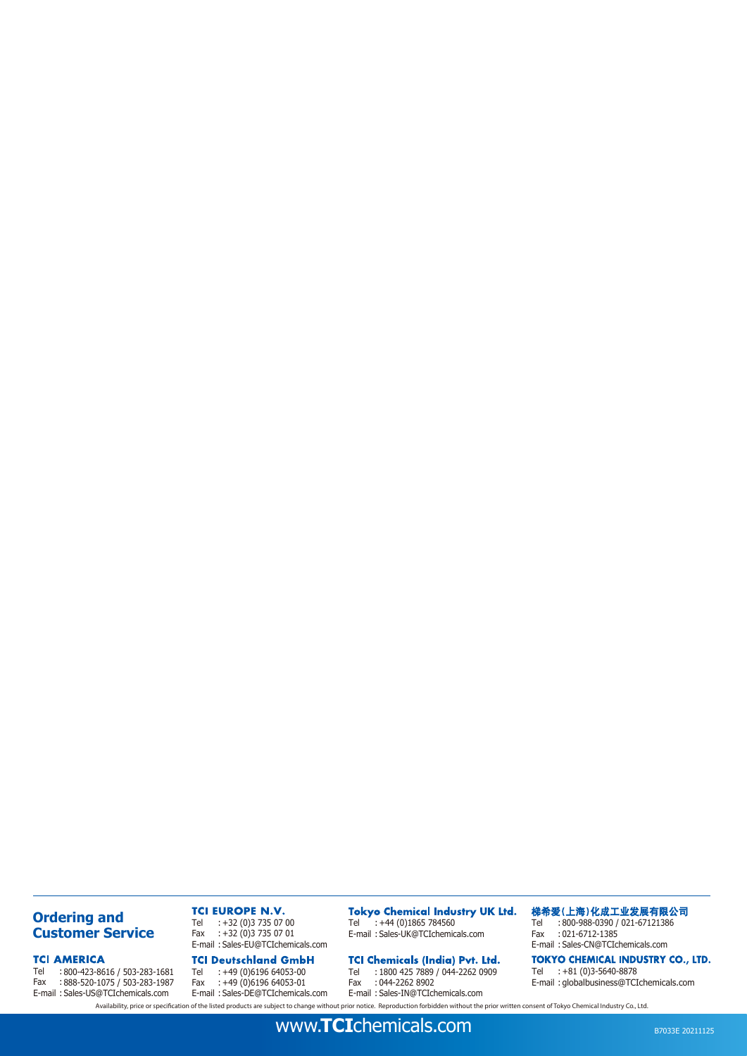## Ordering and Customer Service

**TCI AMERICA**
Tel : 800-423-8616 / 503-283-1681
Fax : 888-520-1075 / 503-283-1987
E-mail : Sales-US@TCIchemicals.com

**TCI EUROPE N.V.**
Tel : +32 (0)3 735 07 00
Fax : +32 (0)3 735 07 01
E-mail : Sales-EU@TCIchemicals.com

**TCI Deutschland GmbH**
Tel : +49 (0)6196 64053-00
Fax : +49 (0)6196 64053-01
E-mail : Sales-DE@TCIchemicals.com

**Tokyo Chemical Industry UK Ltd.**
Tel : +44 (0)1865 784560
E-mail : Sales-UK@TCIchemicals.com

**TCI Chemicals (India) Pvt. Ltd.**
Tel : 1800 425 7889 / 044-2262 0909
Fax : 044-2262 8902
E-mail : Sales-IN@TCIchemicals.com

**梯希爱(上海)化成工业发展有限公司**
Tel : 800-988-0390 / 021-67121386
Fax : 021-6712-1385
E-mail : Sales-CN@TCIchemicals.com

**TOKYO CHEMICAL INDUSTRY CO., LTD.**
Tel : +81 (0)3-5640-8878
E-mail : globalbusiness@TCIchemicals.com

Availability, price or specification of the listed products are subject to change without prior notice. Reproduction forbidden without the prior written consent of Tokyo Chemical Industry Co., Ltd.

www.**TCI**chemicals.com

B7033E 20211125